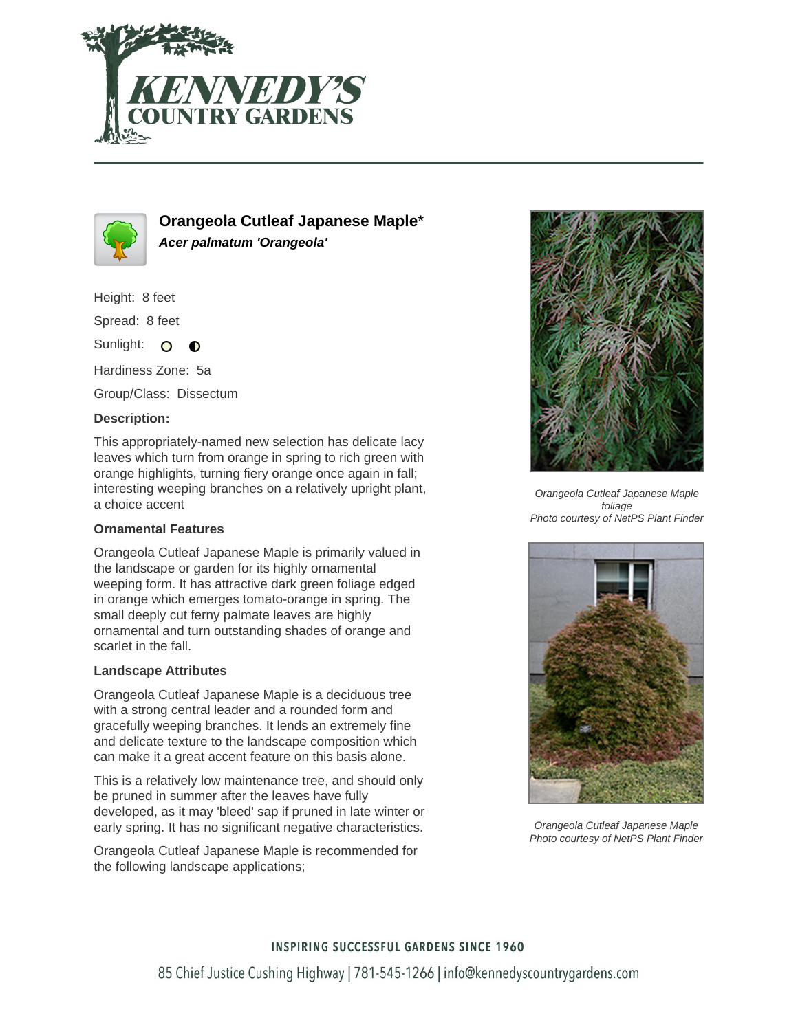# Orangeola Cutleaf Japanese Maple*

***Acer palmatum 'Orangeola'***

Height: 8 feet

Spread: 8 feet

Sunlight:

Hardiness Zone: 5a

Group/Class: Dissectum

**Description:**

This appropriately-named new selection has delicate lacy leaves which turn from orange in spring to rich green with orange highlights, turning fiery orange once again in fall; interesting weeping branches on a relatively upright plant, a choice accent

### Ornamental Features

Orangeola Cutleaf Japanese Maple is primarily valued in the landscape or garden for its highly ornamental weeping form. It has attractive dark green foliage edged in orange which emerges tomato-orange in spring. The small deeply cut ferny palmate leaves are highly ornamental and turn outstanding shades of orange and scarlet in the fall.

### Landscape Attributes

Orangeola Cutleaf Japanese Maple is a deciduous tree with a strong central leader and a rounded form and gracefully weeping branches. It lends an extremely fine and delicate texture to the landscape composition which can make it a great accent feature on this basis alone.

This is a relatively low maintenance tree, and should only be pruned in summer after the leaves have fully developed, as it may 'bleed' sap if pruned in late winter or early spring. It has no significant negative characteristics.

Orangeola Cutleaf Japanese Maple is recommended for the following landscape applications;

*Orangeola Cutleaf Japanese Maple foliage*
*Photo courtesy of NetPS Plant Finder*

*Orangeola Cutleaf Japanese Maple*
*Photo courtesy of NetPS Plant Finder*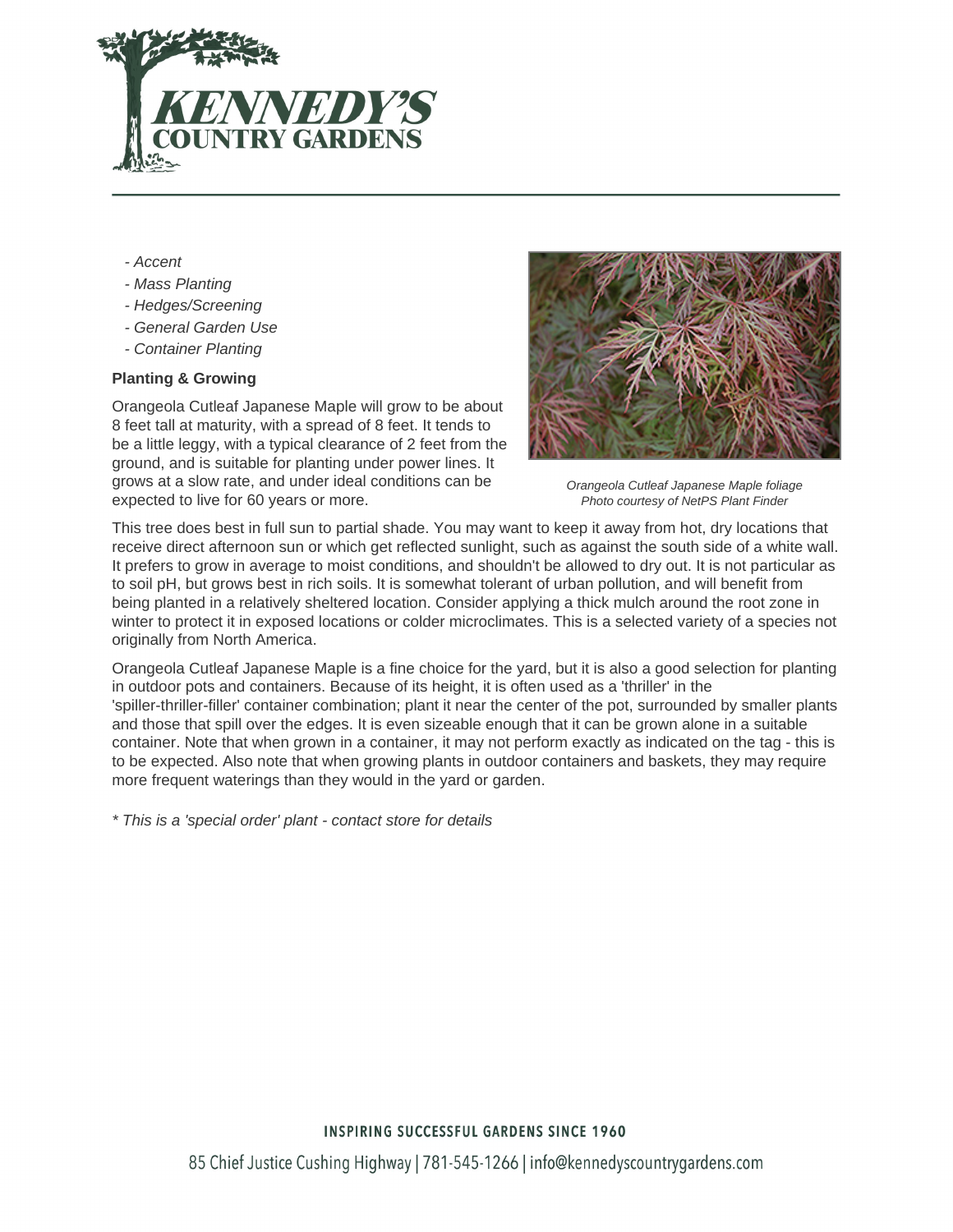- *Accent*
- *Mass Planting*
- *Hedges/Screening*
- *General Garden Use*
- *Container Planting*

**Planting & Growing**

Orangeola Cutleaf Japanese Maple will grow to be about 8 feet tall at maturity, with a spread of 8 feet. It tends to be a little leggy, with a typical clearance of 2 feet from the ground, and is suitable for planting under power lines. It grows at a slow rate, and under ideal conditions can be expected to live for 60 years or more.

*Orangeola Cutleaf Japanese Maple foliage*
*Photo courtesy of NetPS Plant Finder*

This tree does best in full sun to partial shade. You may want to keep it away from hot, dry locations that receive direct afternoon sun or which get reflected sunlight, such as against the south side of a white wall. It prefers to grow in average to moist conditions, and shouldn't be allowed to dry out. It is not particular as to soil pH, but grows best in rich soils. It is somewhat tolerant of urban pollution, and will benefit from being planted in a relatively sheltered location. Consider applying a thick mulch around the root zone in winter to protect it in exposed locations or colder microclimates. This is a selected variety of a species not originally from North America.

Orangeola Cutleaf Japanese Maple is a fine choice for the yard, but it is also a good selection for planting in outdoor pots and containers. Because of its height, it is often used as a 'thriller' in the 'spiller-thriller-filler' container combination; plant it near the center of the pot, surrounded by smaller plants and those that spill over the edges. It is even sizeable enough that it can be grown alone in a suitable container. Note that when grown in a container, it may not perform exactly as indicated on the tag - this is to be expected. Also note that when growing plants in outdoor containers and baskets, they may require more frequent waterings than they would in the yard or garden.

*\* This is a 'special order' plant - contact store for details*